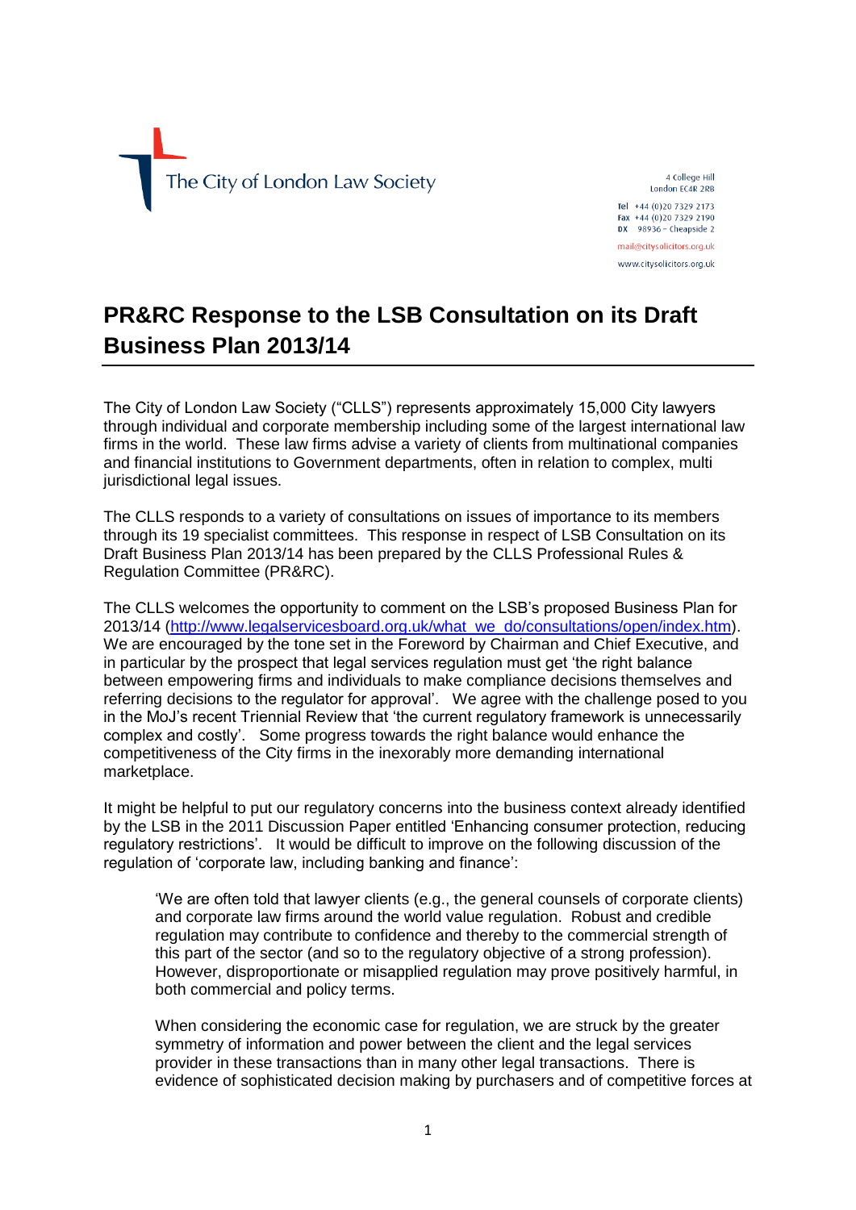The City of London Law Society

4 College Hill
London EC4R 2RB

Tel +44 (0)20 7329 2173
Fax +44 (0)20 7329 2190
DX 98936 – Cheapside 2

mail@citysolicitors.org.uk
www.citysolicitors.org.uk

# PR&RC Response to the LSB Consultation on its Draft Business Plan 2013/14

The City of London Law Society ("CLLS") represents approximately 15,000 City lawyers through individual and corporate membership including some of the largest international law firms in the world. These law firms advise a variety of clients from multinational companies and financial institutions to Government departments, often in relation to complex, multi jurisdictional legal issues.

The CLLS responds to a variety of consultations on issues of importance to its members through its 19 specialist committees. This response in respect of LSB Consultation on its Draft Business Plan 2013/14 has been prepared by the CLLS Professional Rules & Regulation Committee (PR&RC).

The CLLS welcomes the opportunity to comment on the LSB's proposed Business Plan for 2013/14 (http://www.legalservicesboard.org.uk/what_we_do/consultations/open/index.htm). We are encouraged by the tone set in the Foreword by Chairman and Chief Executive, and in particular by the prospect that legal services regulation must get 'the right balance between empowering firms and individuals to make compliance decisions themselves and referring decisions to the regulator for approval'. We agree with the challenge posed to you in the MoJ's recent Triennial Review that 'the current regulatory framework is unnecessarily complex and costly'. Some progress towards the right balance would enhance the competitiveness of the City firms in the inexorably more demanding international marketplace.

It might be helpful to put our regulatory concerns into the business context already identified by the LSB in the 2011 Discussion Paper entitled 'Enhancing consumer protection, reducing regulatory restrictions'. It would be difficult to improve on the following discussion of the regulation of 'corporate law, including banking and finance':

> 'We are often told that lawyer clients (e.g., the general counsels of corporate clients) and corporate law firms around the world value regulation. Robust and credible regulation may contribute to confidence and thereby to the commercial strength of this part of the sector (and so to the regulatory objective of a strong profession). However, disproportionate or misapplied regulation may prove positively harmful, in both commercial and policy terms.
>
> When considering the economic case for regulation, we are struck by the greater symmetry of information and power between the client and the legal services provider in these transactions than in many other legal transactions. There is evidence of sophisticated decision making by purchasers and of competitive forces at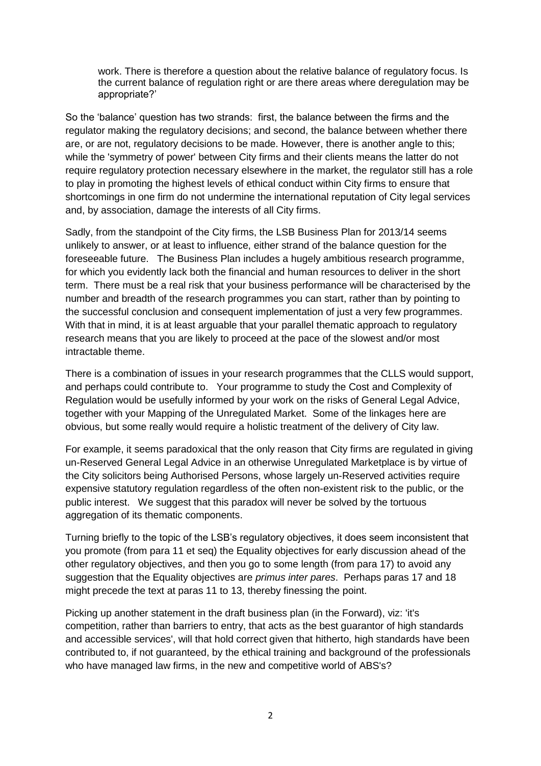> work. There is therefore a question about the relative balance of regulatory focus. Is the current balance of regulation right or are there areas where deregulation may be appropriate?'

So the 'balance' question has two strands: first, the balance between the firms and the regulator making the regulatory decisions; and second, the balance between whether there are, or are not, regulatory decisions to be made. However, there is another angle to this; while the 'symmetry of power' between City firms and their clients means the latter do not require regulatory protection necessary elsewhere in the market, the regulator still has a role to play in promoting the highest levels of ethical conduct within City firms to ensure that shortcomings in one firm do not undermine the international reputation of City legal services and, by association, damage the interests of all City firms.

Sadly, from the standpoint of the City firms, the LSB Business Plan for 2013/14 seems unlikely to answer, or at least to influence, either strand of the balance question for the foreseeable future. The Business Plan includes a hugely ambitious research programme, for which you evidently lack both the financial and human resources to deliver in the short term. There must be a real risk that your business performance will be characterised by the number and breadth of the research programmes you can start, rather than by pointing to the successful conclusion and consequent implementation of just a very few programmes. With that in mind, it is at least arguable that your parallel thematic approach to regulatory research means that you are likely to proceed at the pace of the slowest and/or most intractable theme.

There is a combination of issues in your research programmes that the CLLS would support, and perhaps could contribute to. Your programme to study the Cost and Complexity of Regulation would be usefully informed by your work on the risks of General Legal Advice, together with your Mapping of the Unregulated Market. Some of the linkages here are obvious, but some really would require a holistic treatment of the delivery of City law.

For example, it seems paradoxical that the only reason that City firms are regulated in giving un-Reserved General Legal Advice in an otherwise Unregulated Marketplace is by virtue of the City solicitors being Authorised Persons, whose largely un-Reserved activities require expensive statutory regulation regardless of the often non-existent risk to the public, or the public interest. We suggest that this paradox will never be solved by the tortuous aggregation of its thematic components.

Turning briefly to the topic of the LSB's regulatory objectives, it does seem inconsistent that you promote (from para 11 et seq) the Equality objectives for early discussion ahead of the other regulatory objectives, and then you go to some length (from para 17) to avoid any suggestion that the Equality objectives are *primus inter pares*. Perhaps paras 17 and 18 might precede the text at paras 11 to 13, thereby finessing the point.

Picking up another statement in the draft business plan (in the Forward), viz: 'it's competition, rather than barriers to entry, that acts as the best guarantor of high standards and accessible services', will that hold correct given that hitherto, high standards have been contributed to, if not guaranteed, by the ethical training and background of the professionals who have managed law firms, in the new and competitive world of ABS's?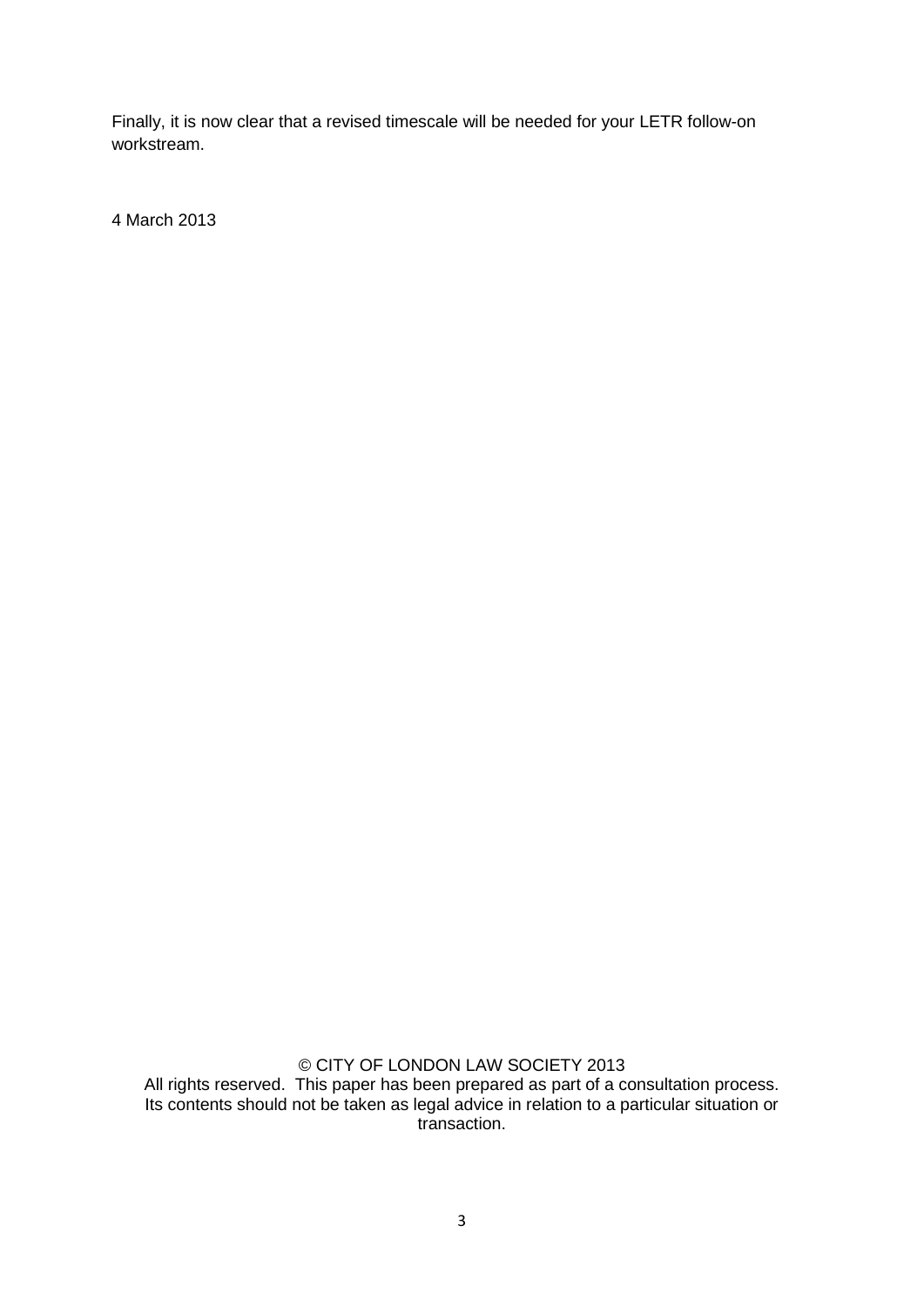Finally, it is now clear that a revised timescale will be needed for your LETR follow-on workstream.

4 March 2013

© CITY OF LONDON LAW SOCIETY 2013
All rights reserved. This paper has been prepared as part of a consultation process. Its contents should not be taken as legal advice in relation to a particular situation or transaction.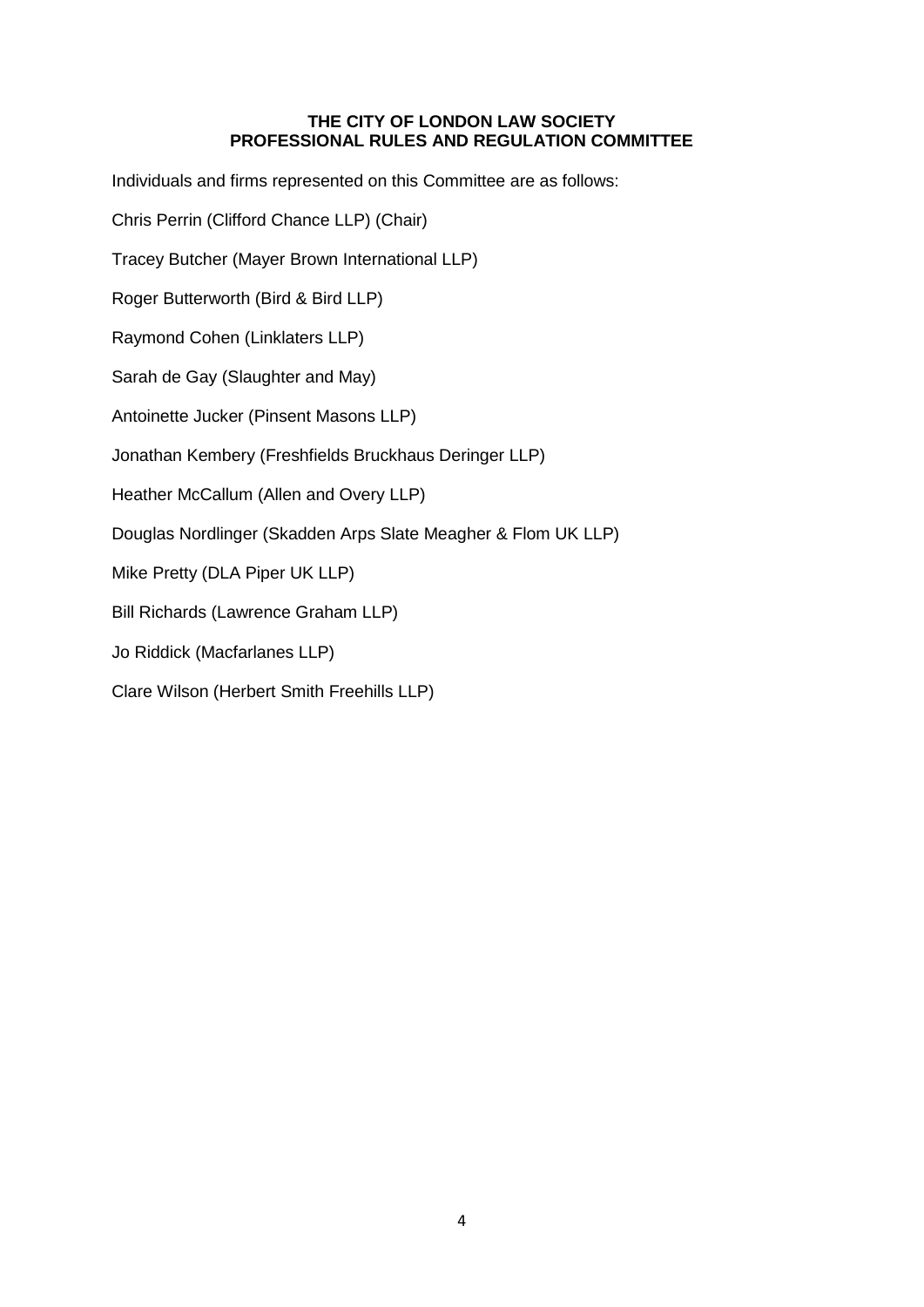**THE CITY OF LONDON LAW SOCIETY**
**PROFESSIONAL RULES AND REGULATION COMMITTEE**

Individuals and firms represented on this Committee are as follows:

Chris Perrin (Clifford Chance LLP) (Chair)

Tracey Butcher (Mayer Brown International LLP)

Roger Butterworth (Bird & Bird LLP)

Raymond Cohen (Linklaters LLP)

Sarah de Gay (Slaughter and May)

Antoinette Jucker (Pinsent Masons LLP)

Jonathan Kembery (Freshfields Bruckhaus Deringer LLP)

Heather McCallum (Allen and Overy LLP)

Douglas Nordlinger (Skadden Arps Slate Meagher & Flom UK LLP)

Mike Pretty (DLA Piper UK LLP)

Bill Richards (Lawrence Graham LLP)

Jo Riddick (Macfarlanes LLP)

Clare Wilson (Herbert Smith Freehills LLP)